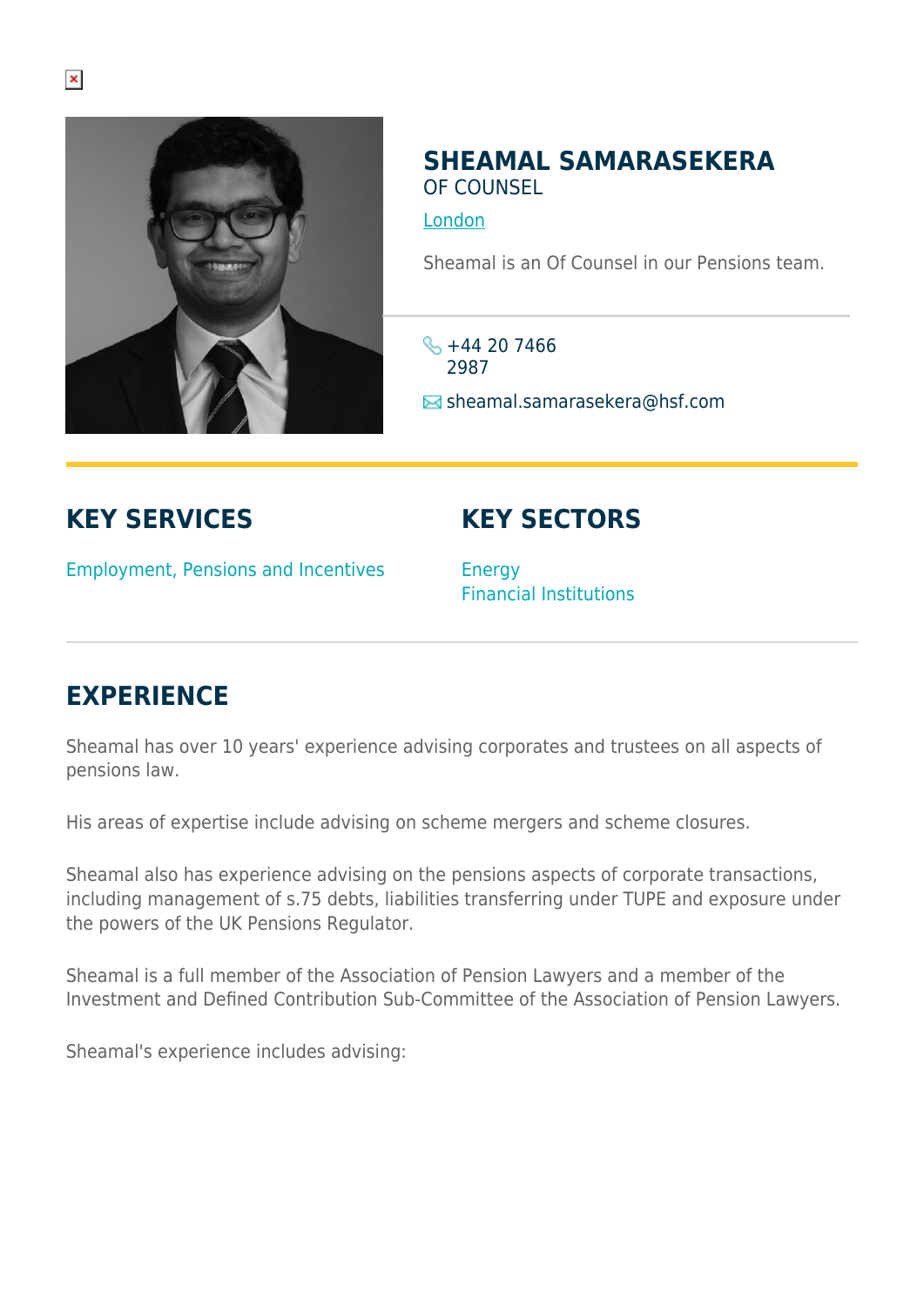# SHEAMAL SAMARASEKERA

OF COUNSEL

[London]

Sheamal is an Of Counsel in our Pensions team.

+44 20 7466 2987

sheamal.samarasekera@hsf.com

## KEY SERVICES

Employment, Pensions and Incentives

## KEY SECTORS

Energy
Financial Institutions

## EXPERIENCE

Sheamal has over 10 years' experience advising corporates and trustees on all aspects of pensions law.

His areas of expertise include advising on scheme mergers and scheme closures.

Sheamal also has experience advising on the pensions aspects of corporate transactions, including management of s.75 debts, liabilities transferring under TUPE and exposure under the powers of the UK Pensions Regulator.

Sheamal is a full member of the Association of Pension Lawyers and a member of the Investment and Defined Contribution Sub-Committee of the Association of Pension Lawyers.

Sheamal's experience includes advising: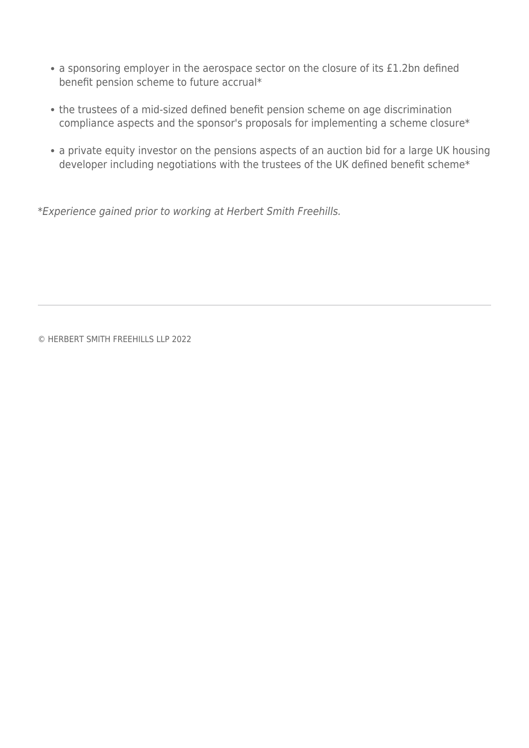- a sponsoring employer in the aerospace sector on the closure of its £1.2bn defined benefit pension scheme to future accrual*
- the trustees of a mid-sized defined benefit pension scheme on age discrimination compliance aspects and the sponsor's proposals for implementing a scheme closure*
- a private equity investor on the pensions aspects of an auction bid for a large UK housing developer including negotiations with the trustees of the UK defined benefit scheme*

*\*Experience gained prior to working at Herbert Smith Freehills.*

---

© HERBERT SMITH FREEHILLS LLP 2022